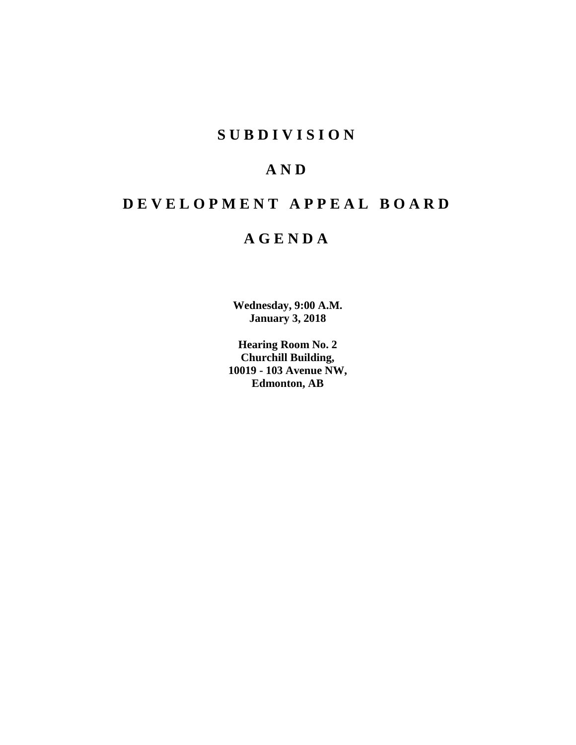# S U B D I V I S I O N

# A N D

# D E V E L O P M E N T A P P E A L B O A R D

# A G E N D A

**Wednesday, 9:00 A.M.**
**January 3, 2018**

**Hearing Room No. 2**
**Churchill Building,**
**10019 - 103 Avenue NW,**
**Edmonton, AB**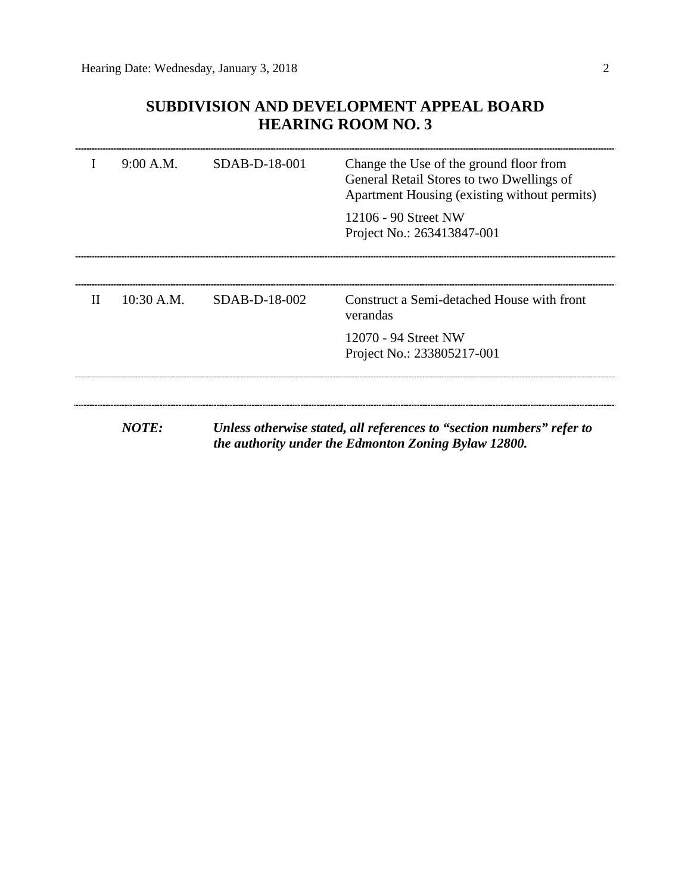# SUBDIVISION AND DEVELOPMENT APPEAL BOARD
# HEARING ROOM NO. 3

| | | | |
|---|---|---|---|
| I | 9:00 A.M. | SDAB-D-18-001 | Change the Use of the ground floor from General Retail Stores to two Dwellings of Apartment Housing (existing without permits)<br><br>12106 - 90 Street NW<br>Project No.: 263413847-001 |
| II | 10:30 A.M. | SDAB-D-18-002 | Construct a Semi-detached House with front verandas<br><br>12070 - 94 Street NW<br>Project No.: 233805217-001 |

***NOTE:*** ***Unless otherwise stated, all references to "section numbers" refer to the authority under the Edmonton Zoning Bylaw 12800.***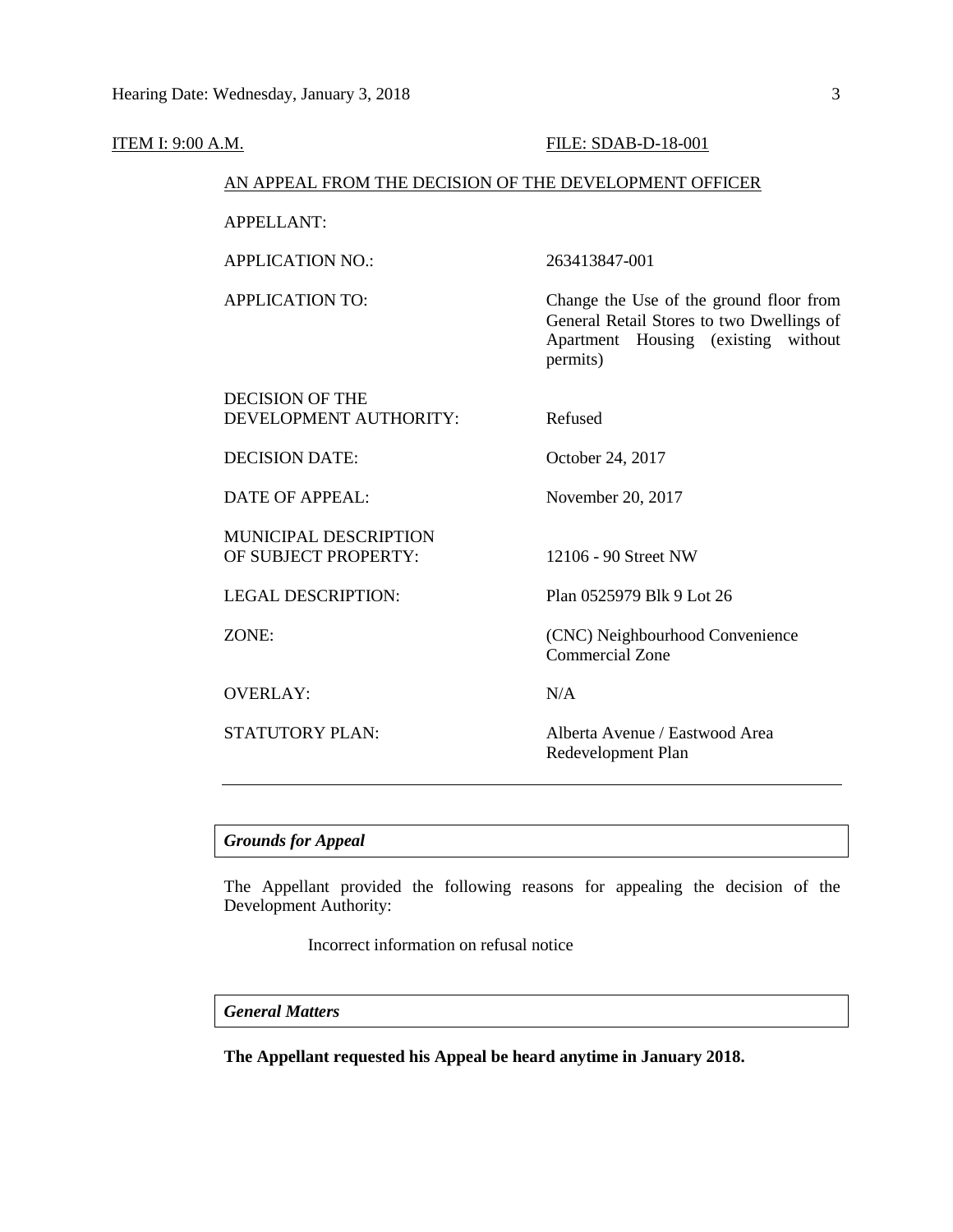ITEM I: 9:00 A.M. FILE: SDAB-D-18-001

AN APPEAL FROM THE DECISION OF THE DEVELOPMENT OFFICER

| | |
|---|---|
| APPELLANT: | |
| APPLICATION NO.: | 263413847-001 |
| APPLICATION TO: | Change the Use of the ground floor from General Retail Stores to two Dwellings of Apartment Housing (existing without permits) |
| DECISION OF THE DEVELOPMENT AUTHORITY: | Refused |
| DECISION DATE: | October 24, 2017 |
| DATE OF APPEAL: | November 20, 2017 |
| MUNICIPAL DESCRIPTION OF SUBJECT PROPERTY: | 12106 - 90 Street NW |
| LEGAL DESCRIPTION: | Plan 0525979 Blk 9 Lot 26 |
| ZONE: | (CNC) Neighbourhood Convenience Commercial Zone |
| OVERLAY: | N/A |
| STATUTORY PLAN: | Alberta Avenue / Eastwood Area Redevelopment Plan |

***Grounds for Appeal***

The Appellant provided the following reasons for appealing the decision of the Development Authority:

> Incorrect information on refusal notice

***General Matters***

**The Appellant requested his Appeal be heard anytime in January 2018.**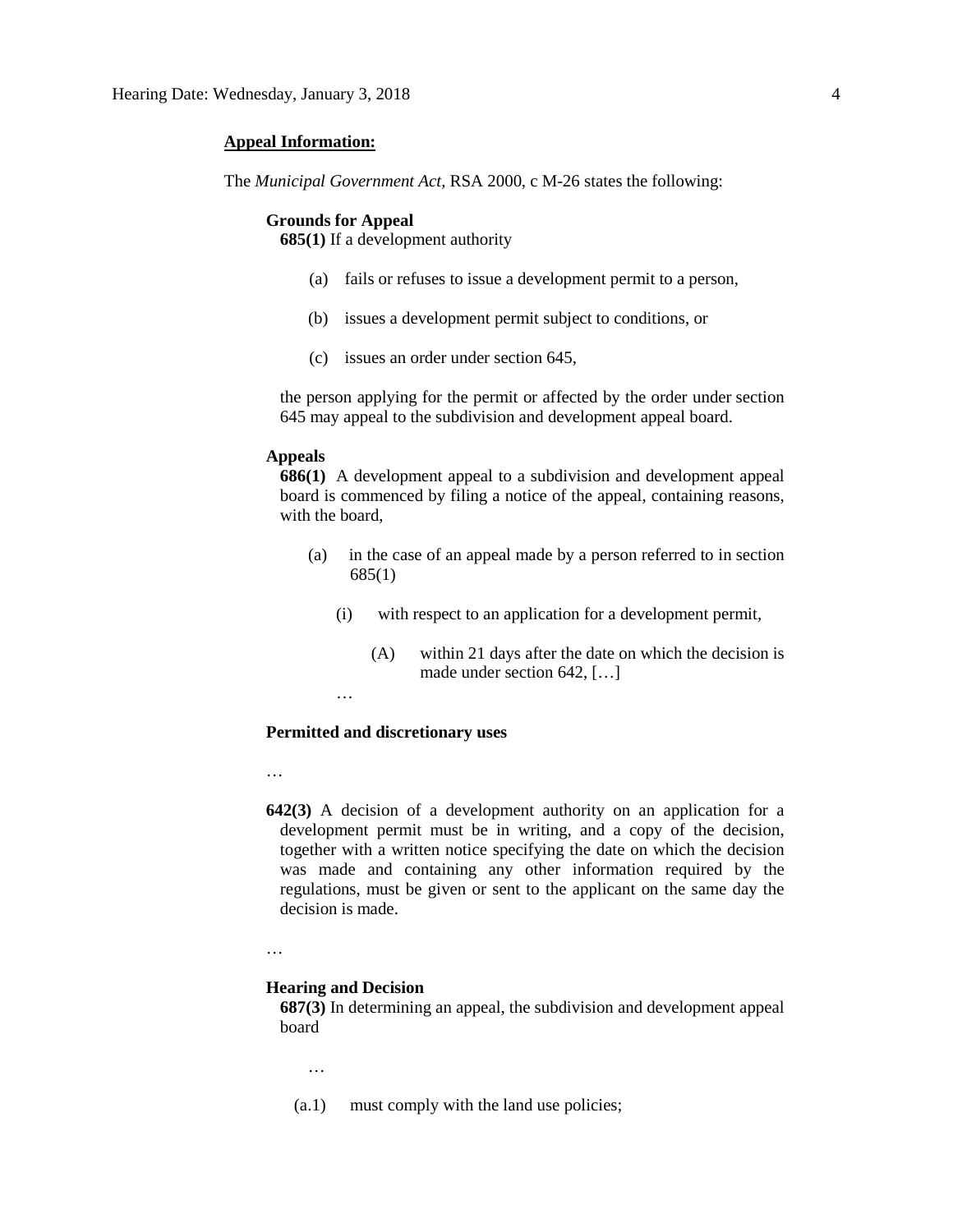**Appeal Information:**

The *Municipal Government Act*, RSA 2000, c M-26 states the following:

**Grounds for Appeal**

**685(1)** If a development authority

(a) fails or refuses to issue a development permit to a person,

(b) issues a development permit subject to conditions, or

(c) issues an order under section 645,

the person applying for the permit or affected by the order under section 645 may appeal to the subdivision and development appeal board.

**Appeals**

**686(1)** A development appeal to a subdivision and development appeal board is commenced by filing a notice of the appeal, containing reasons, with the board,

(a) in the case of an appeal made by a person referred to in section 685(1)

(i) with respect to an application for a development permit,

(A) within 21 days after the date on which the decision is made under section 642, […]

…

**Permitted and discretionary uses**

…

**642(3)** A decision of a development authority on an application for a development permit must be in writing, and a copy of the decision, together with a written notice specifying the date on which the decision was made and containing any other information required by the regulations, must be given or sent to the applicant on the same day the decision is made.

…

**Hearing and Decision**

**687(3)** In determining an appeal, the subdivision and development appeal board

…

(a.1) must comply with the land use policies;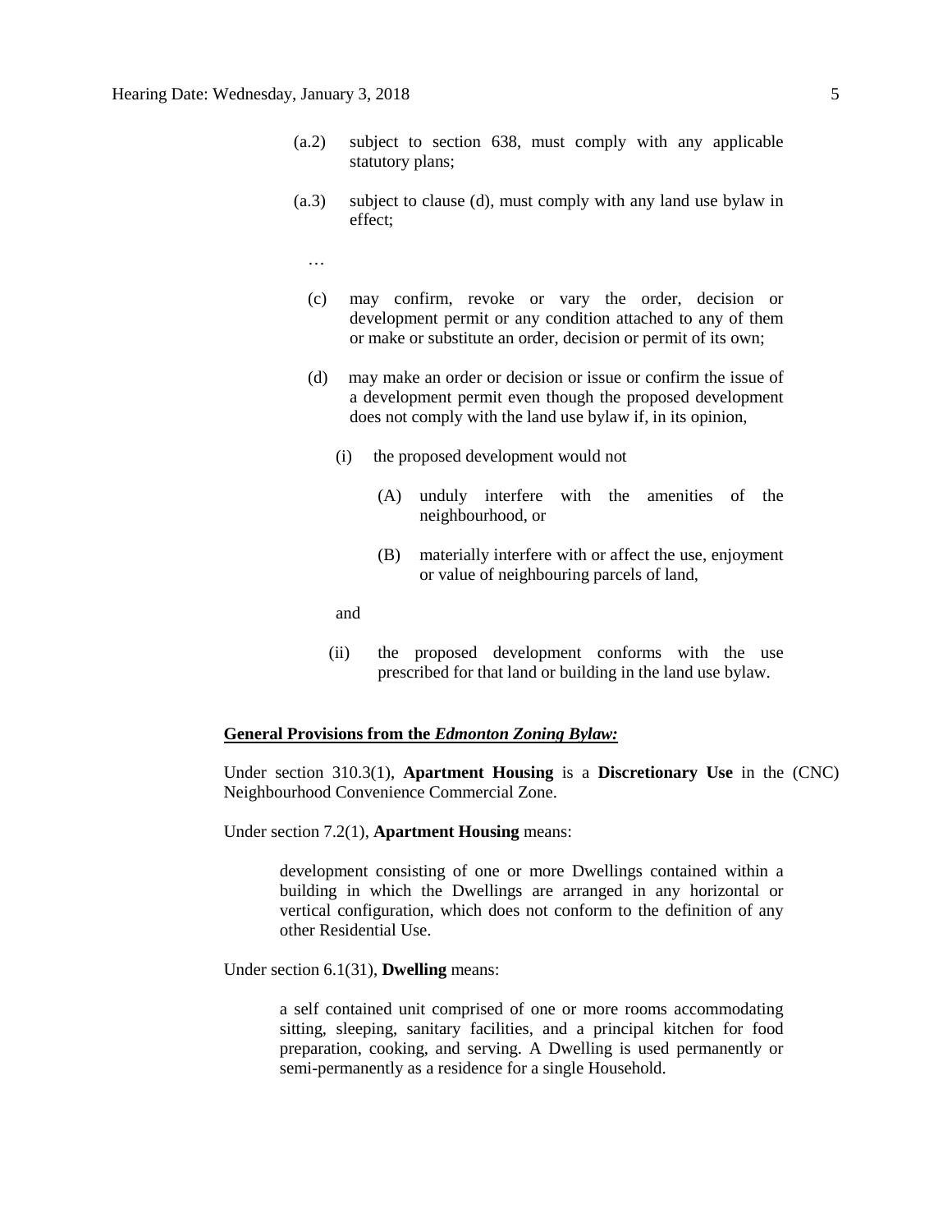(a.2) subject to section 638, must comply with any applicable statutory plans;

(a.3) subject to clause (d), must comply with any land use bylaw in effect;

…

(c) may confirm, revoke or vary the order, decision or development permit or any condition attached to any of them or make or substitute an order, decision or permit of its own;

(d) may make an order or decision or issue or confirm the issue of a development permit even though the proposed development does not comply with the land use bylaw if, in its opinion,

(i) the proposed development would not

(A) unduly interfere with the amenities of the neighbourhood, or

(B) materially interfere with or affect the use, enjoyment or value of neighbouring parcels of land,

and

(ii) the proposed development conforms with the use prescribed for that land or building in the land use bylaw.

**General Provisions from the *Edmonton Zoning Bylaw:***

Under section 310.3(1), **Apartment Housing** is a **Discretionary Use** in the (CNC) Neighbourhood Convenience Commercial Zone.

Under section 7.2(1), **Apartment Housing** means:

> development consisting of one or more Dwellings contained within a building in which the Dwellings are arranged in any horizontal or vertical configuration, which does not conform to the definition of any other Residential Use.

Under section 6.1(31), **Dwelling** means:

> a self contained unit comprised of one or more rooms accommodating sitting, sleeping, sanitary facilities, and a principal kitchen for food preparation, cooking, and serving. A Dwelling is used permanently or semi-permanently as a residence for a single Household.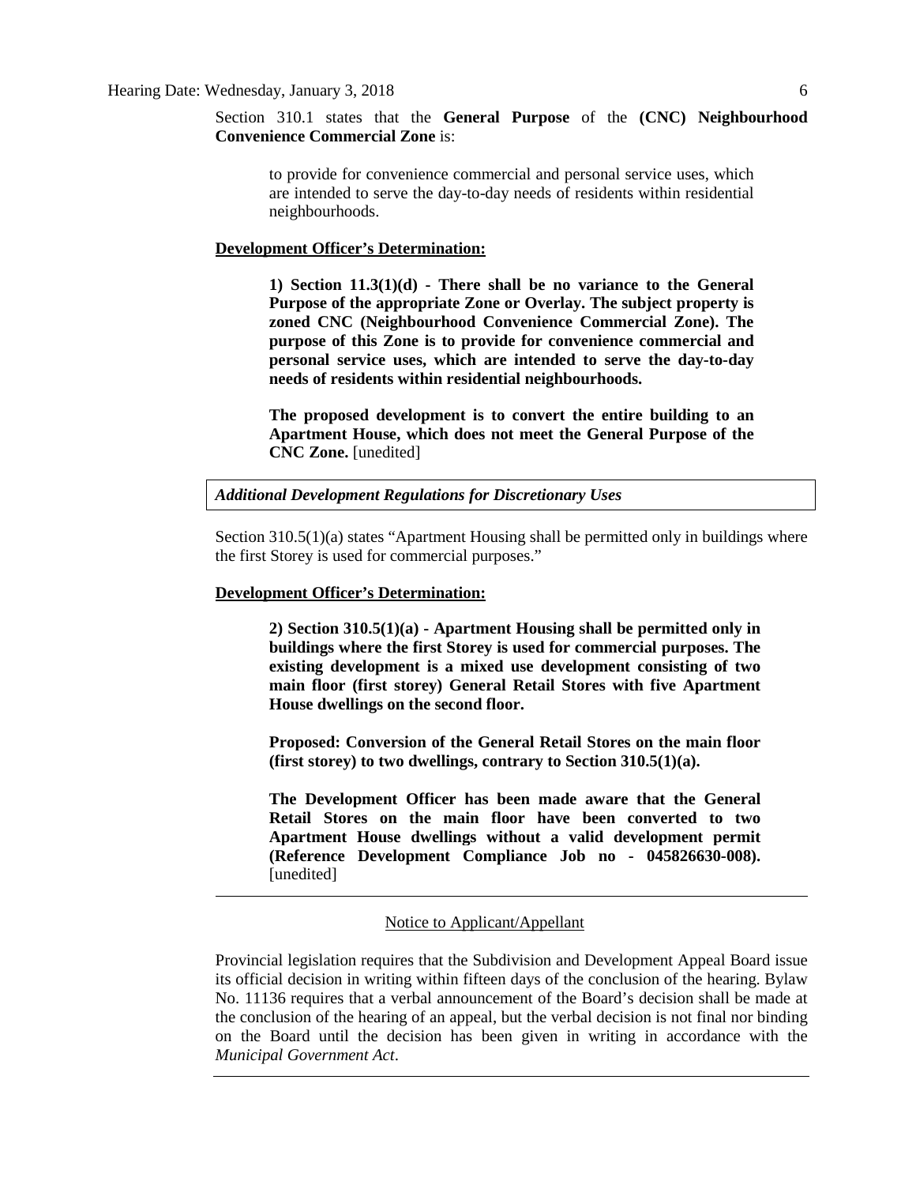Section 310.1 states that the **General Purpose** of the **(CNC) Neighbourhood Convenience Commercial Zone** is:

> to provide for convenience commercial and personal service uses, which are intended to serve the day-to-day needs of residents within residential neighbourhoods.

**Development Officer's Determination:**

> **1) Section 11.3(1)(d) - There shall be no variance to the General Purpose of the appropriate Zone or Overlay. The subject property is zoned CNC (Neighbourhood Convenience Commercial Zone). The purpose of this Zone is to provide for convenience commercial and personal service uses, which are intended to serve the day-to-day needs of residents within residential neighbourhoods.**
>
> **The proposed development is to convert the entire building to an Apartment House, which does not meet the General Purpose of the CNC Zone.** [unedited]

***Additional Development Regulations for Discretionary Uses***

Section 310.5(1)(a) states "Apartment Housing shall be permitted only in buildings where the first Storey is used for commercial purposes."

**Development Officer's Determination:**

> **2) Section 310.5(1)(a) - Apartment Housing shall be permitted only in buildings where the first Storey is used for commercial purposes. The existing development is a mixed use development consisting of two main floor (first storey) General Retail Stores with five Apartment House dwellings on the second floor.**
>
> **Proposed: Conversion of the General Retail Stores on the main floor (first storey) to two dwellings, contrary to Section 310.5(1)(a).**
>
> **The Development Officer has been made aware that the General Retail Stores on the main floor have been converted to two Apartment House dwellings without a valid development permit (Reference Development Compliance Job no - 045826630-008).** [unedited]

---

Notice to Applicant/Appellant

Provincial legislation requires that the Subdivision and Development Appeal Board issue its official decision in writing within fifteen days of the conclusion of the hearing. Bylaw No. 11136 requires that a verbal announcement of the Board's decision shall be made at the conclusion of the hearing of an appeal, but the verbal decision is not final nor binding on the Board until the decision has been given in writing in accordance with the *Municipal Government Act*.

---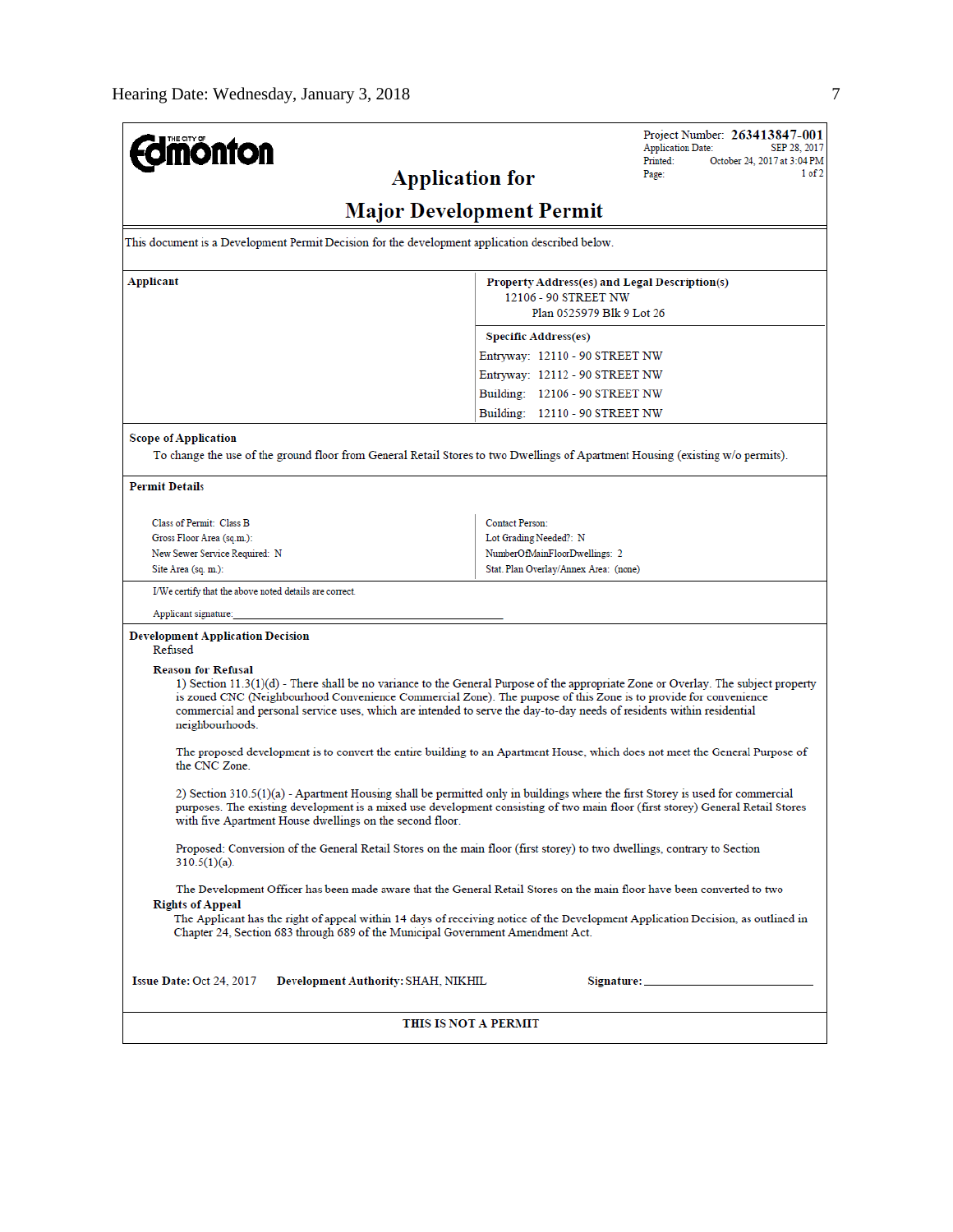The City of Edmonton

Project Number: **263413847-001**
Application Date: SEP 28, 2017
Printed: October 24, 2017 at 3:04 PM
Page: 1 of 2

# Application for Major Development Permit

This document is a Development Permit Decision for the development application described below.

| Applicant | Property Address(es) and Legal Description(s) |
|---|---|
| | 12106 - 90 STREET NW<br>Plan 0525979 Blk 9 Lot 26 |
| | **Specific Address(es)** |
| | Entryway: 12110 - 90 STREET NW |
| | Entryway: 12112 - 90 STREET NW |
| | Building: 12106 - 90 STREET NW |
| | Building: 12110 - 90 STREET NW |

**Scope of Application**

To change the use of the ground floor from General Retail Stores to two Dwellings of Apartment Housing (existing w/o permits).

**Permit Details**

| | |
|---|---|
| Class of Permit: Class B | Contact Person: |
| Gross Floor Area (sq.m.): | Lot Grading Needed?: N |
| New Sewer Service Required: N | NumberOfMainFloorDwellings: 2 |
| Site Area (sq. m.): | Stat. Plan Overlay/Annex Area: (none) |

I/We certify that the above noted details are correct.

Applicant signature:_______________________________________________

**Development Application Decision**

Refused

**Reason for Refusal**

1) Section 11.3(1)(d) - There shall be no variance to the General Purpose of the appropriate Zone or Overlay. The subject property is zoned CNC (Neighbourhood Convenience Commercial Zone). The purpose of this Zone is to provide for convenience commercial and personal service uses, which are intended to serve the day-to-day needs of residents within residential neighbourhoods.

The proposed development is to convert the entire building to an Apartment House, which does not meet the General Purpose of the CNC Zone.

2) Section 310.5(1)(a) - Apartment Housing shall be permitted only in buildings where the first Storey is used for commercial purposes. The existing development is a mixed use development consisting of two main floor (first storey) General Retail Stores with five Apartment House dwellings on the second floor.

Proposed: Conversion of the General Retail Stores on the main floor (first storey) to two dwellings, contrary to Section 310.5(1)(a).

The Development Officer has been made aware that the General Retail Stores on the main floor have been converted to two

**Rights of Appeal**

The Applicant has the right of appeal within 14 days of receiving notice of the Development Application Decision, as outlined in Chapter 24, Section 683 through 689 of the Municipal Government Amendment Act.

**Issue Date:** Oct 24, 2017 **Development Authority:** SHAH, NIKHIL **Signature:**_______________________

**THIS IS NOT A PERMIT**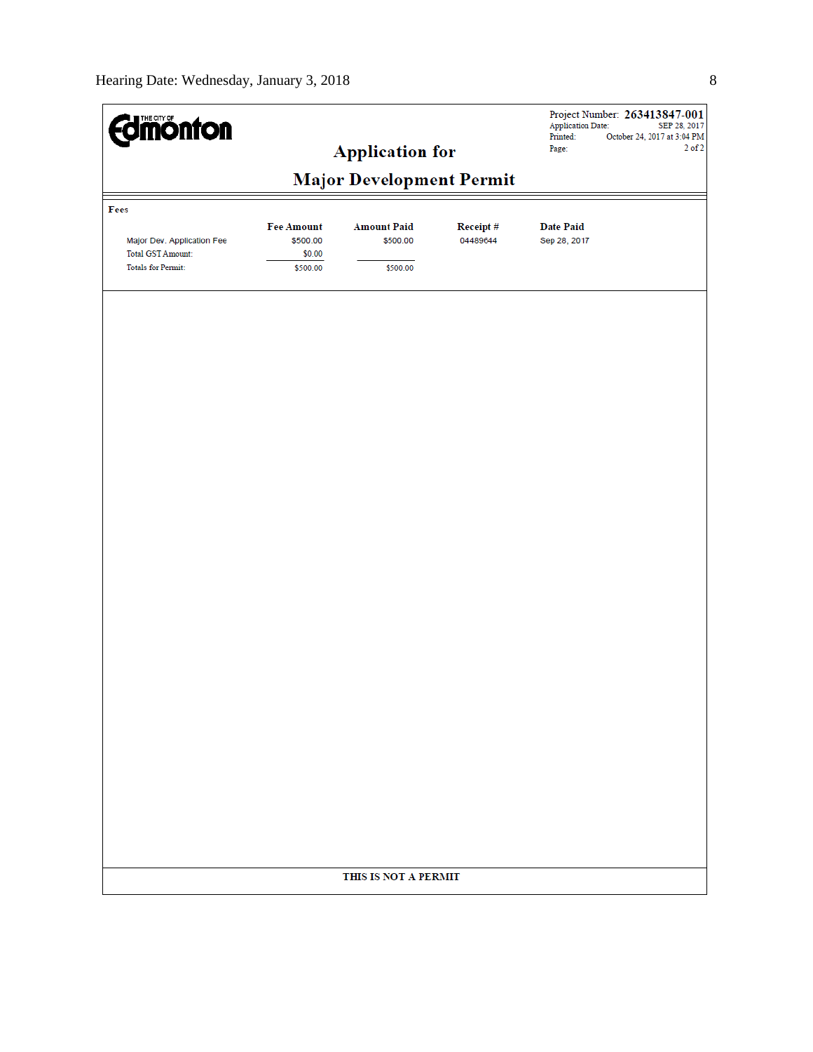THE CITY OF Edmonton

Project Number: **263413847-001**
Application Date: SEP 28, 2017
Printed: October 24, 2017 at 3:04 PM
Page: 2 of 2

# Application for

# Major Development Permit

**Fees**

| | Fee Amount | Amount Paid | Receipt # | Date Paid |
|---|---|---|---|---|
| Major Dev. Application Fee | $500.00 | $500.00 | 04489644 | Sep 28, 2017 |
| Total GST Amount: | $0.00 | | | |
| Totals for Permit: | $500.00 | $500.00 | | |

**THIS IS NOT A PERMIT**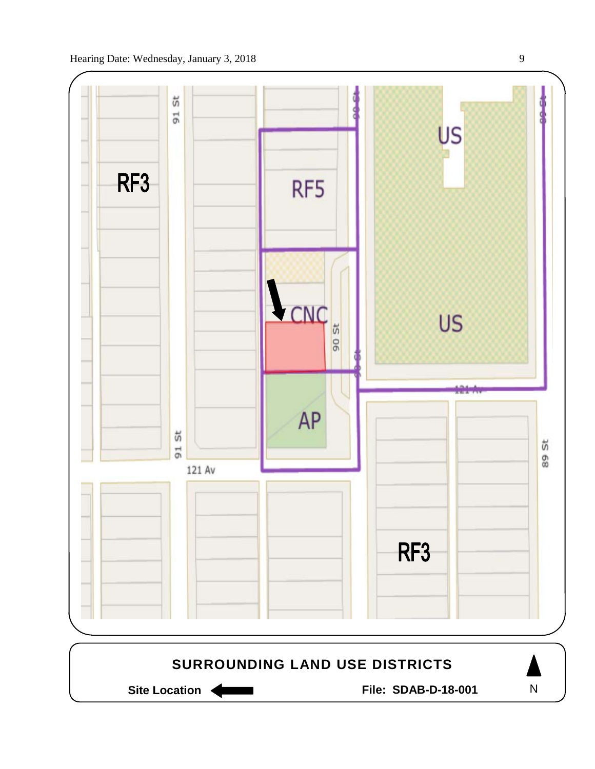RF3

91 St

RF5

90 St

US

CNC

AP

121 Av

89 St

RF3

**SURROUNDING LAND USE DISTRICTS**

**Site Location** ←

**File: SDAB-D-18-001**

N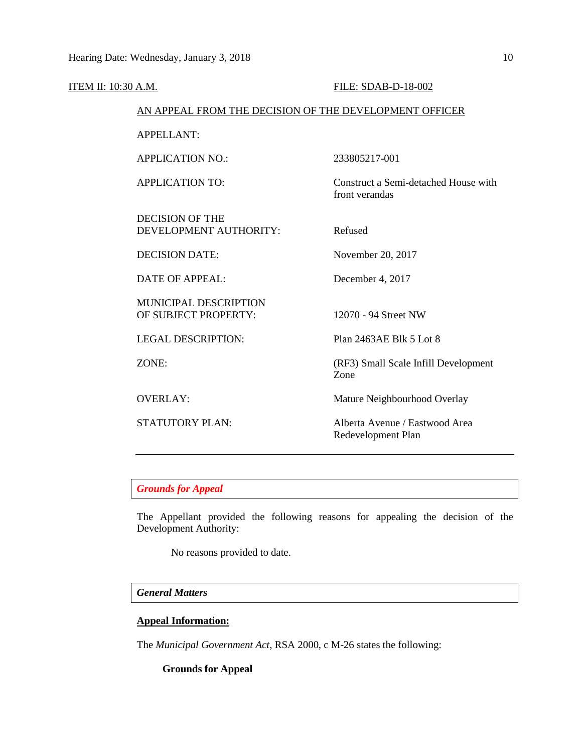ITEM II: 10:30 A.M. FILE: SDAB-D-18-002

AN APPEAL FROM THE DECISION OF THE DEVELOPMENT OFFICER

| | |
|---|---|
| APPELLANT: | |
| APPLICATION NO.: | 233805217-001 |
| APPLICATION TO: | Construct a Semi-detached House with front verandas |
| DECISION OF THE DEVELOPMENT AUTHORITY: | Refused |
| DECISION DATE: | November 20, 2017 |
| DATE OF APPEAL: | December 4, 2017 |
| MUNICIPAL DESCRIPTION OF SUBJECT PROPERTY: | 12070 - 94 Street NW |
| LEGAL DESCRIPTION: | Plan 2463AE Blk 5 Lot 8 |
| ZONE: | (RF3) Small Scale Infill Development Zone |
| OVERLAY: | Mature Neighbourhood Overlay |
| STATUTORY PLAN: | Alberta Avenue / Eastwood Area Redevelopment Plan |

---

## *Grounds for Appeal*

The Appellant provided the following reasons for appealing the decision of the Development Authority:

> No reasons provided to date.

## *General Matters*

**Appeal Information:**

The *Municipal Government Act*, RSA 2000, c M-26 states the following:

**Grounds for Appeal**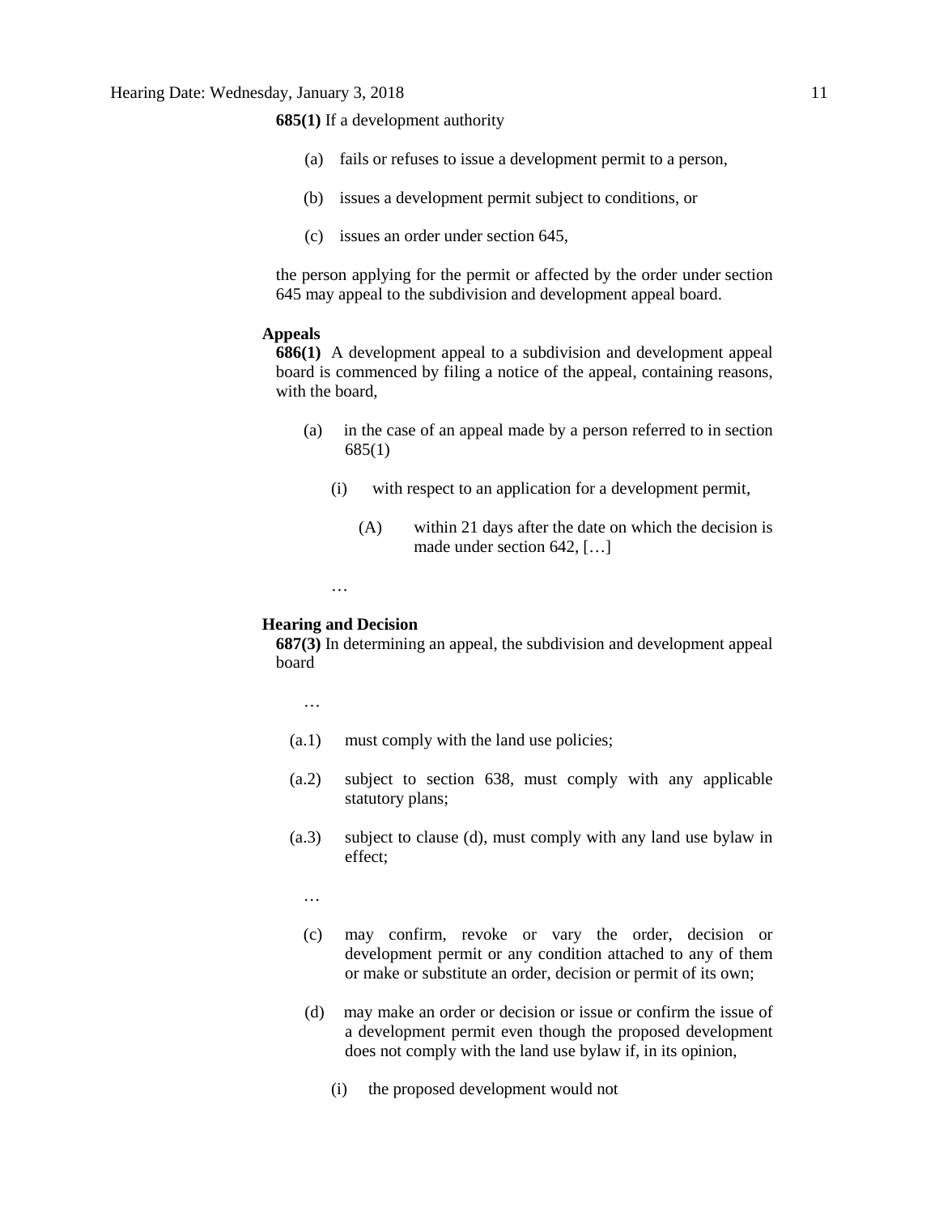**685(1)** If a development authority

(a) fails or refuses to issue a development permit to a person,

(b) issues a development permit subject to conditions, or

(c) issues an order under section 645,

the person applying for the permit or affected by the order under section 645 may appeal to the subdivision and development appeal board.

**Appeals**

**686(1)** A development appeal to a subdivision and development appeal board is commenced by filing a notice of the appeal, containing reasons, with the board,

(a) in the case of an appeal made by a person referred to in section 685(1)

(i) with respect to an application for a development permit,

(A) within 21 days after the date on which the decision is made under section 642, […]

…

**Hearing and Decision**

**687(3)** In determining an appeal, the subdivision and development appeal board

…

(a.1) must comply with the land use policies;

(a.2) subject to section 638, must comply with any applicable statutory plans;

(a.3) subject to clause (d), must comply with any land use bylaw in effect;

…

(c) may confirm, revoke or vary the order, decision or development permit or any condition attached to any of them or make or substitute an order, decision or permit of its own;

(d) may make an order or decision or issue or confirm the issue of a development permit even though the proposed development does not comply with the land use bylaw if, in its opinion,

(i) the proposed development would not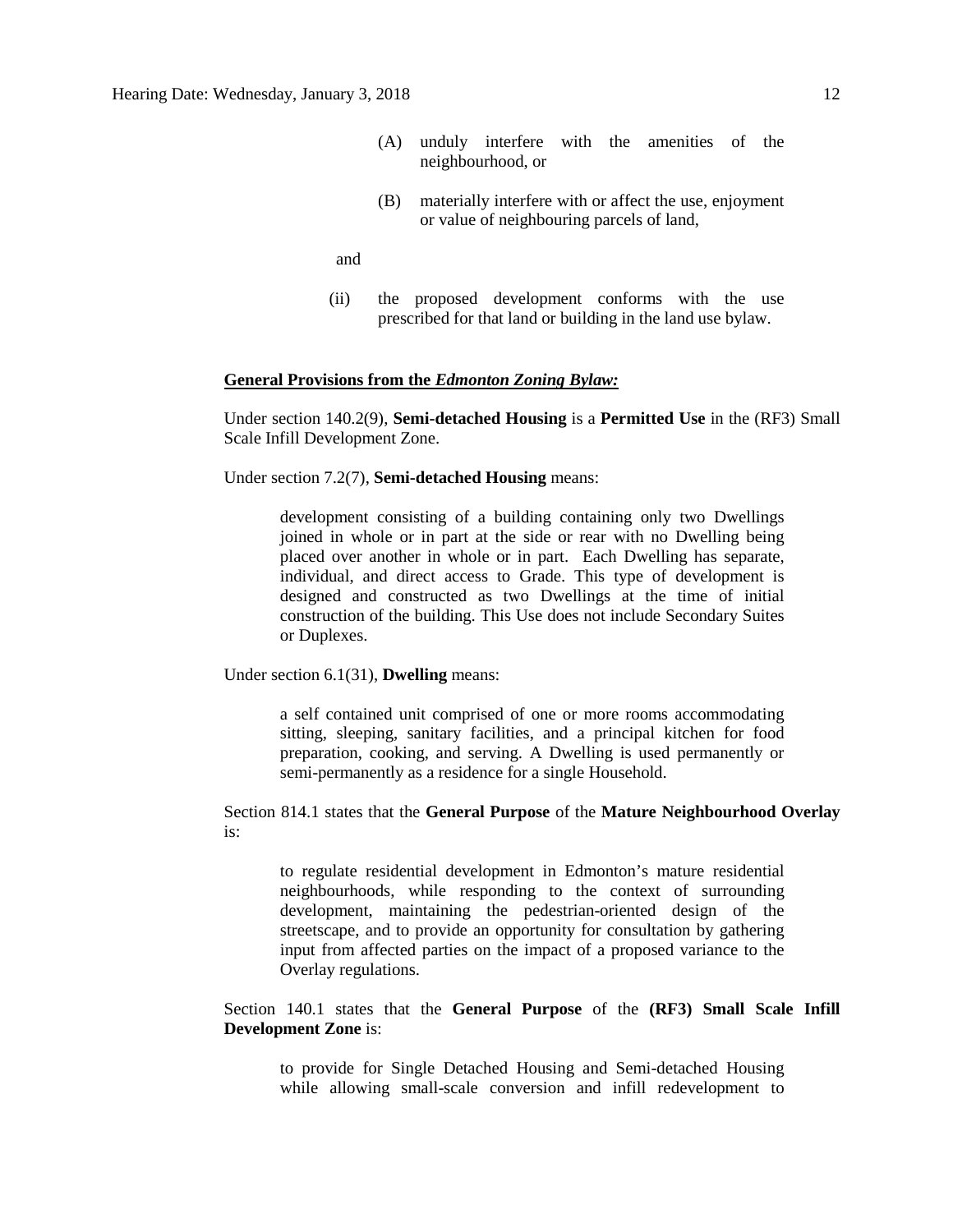(A) unduly interfere with the amenities of the neighbourhood, or

(B) materially interfere with or affect the use, enjoyment or value of neighbouring parcels of land,

and

(ii) the proposed development conforms with the use prescribed for that land or building in the land use bylaw.

**General Provisions from the *Edmonton Zoning Bylaw:***

Under section 140.2(9), **Semi-detached Housing** is a **Permitted Use** in the (RF3) Small Scale Infill Development Zone.

Under section 7.2(7), **Semi-detached Housing** means:

> development consisting of a building containing only two Dwellings joined in whole or in part at the side or rear with no Dwelling being placed over another in whole or in part. Each Dwelling has separate, individual, and direct access to Grade. This type of development is designed and constructed as two Dwellings at the time of initial construction of the building. This Use does not include Secondary Suites or Duplexes.

Under section 6.1(31), **Dwelling** means:

> a self contained unit comprised of one or more rooms accommodating sitting, sleeping, sanitary facilities, and a principal kitchen for food preparation, cooking, and serving. A Dwelling is used permanently or semi-permanently as a residence for a single Household.

Section 814.1 states that the **General Purpose** of the **Mature Neighbourhood Overlay** is:

> to regulate residential development in Edmonton's mature residential neighbourhoods, while responding to the context of surrounding development, maintaining the pedestrian-oriented design of the streetscape, and to provide an opportunity for consultation by gathering input from affected parties on the impact of a proposed variance to the Overlay regulations.

Section 140.1 states that the **General Purpose** of the **(RF3) Small Scale Infill Development Zone** is:

> to provide for Single Detached Housing and Semi-detached Housing while allowing small-scale conversion and infill redevelopment to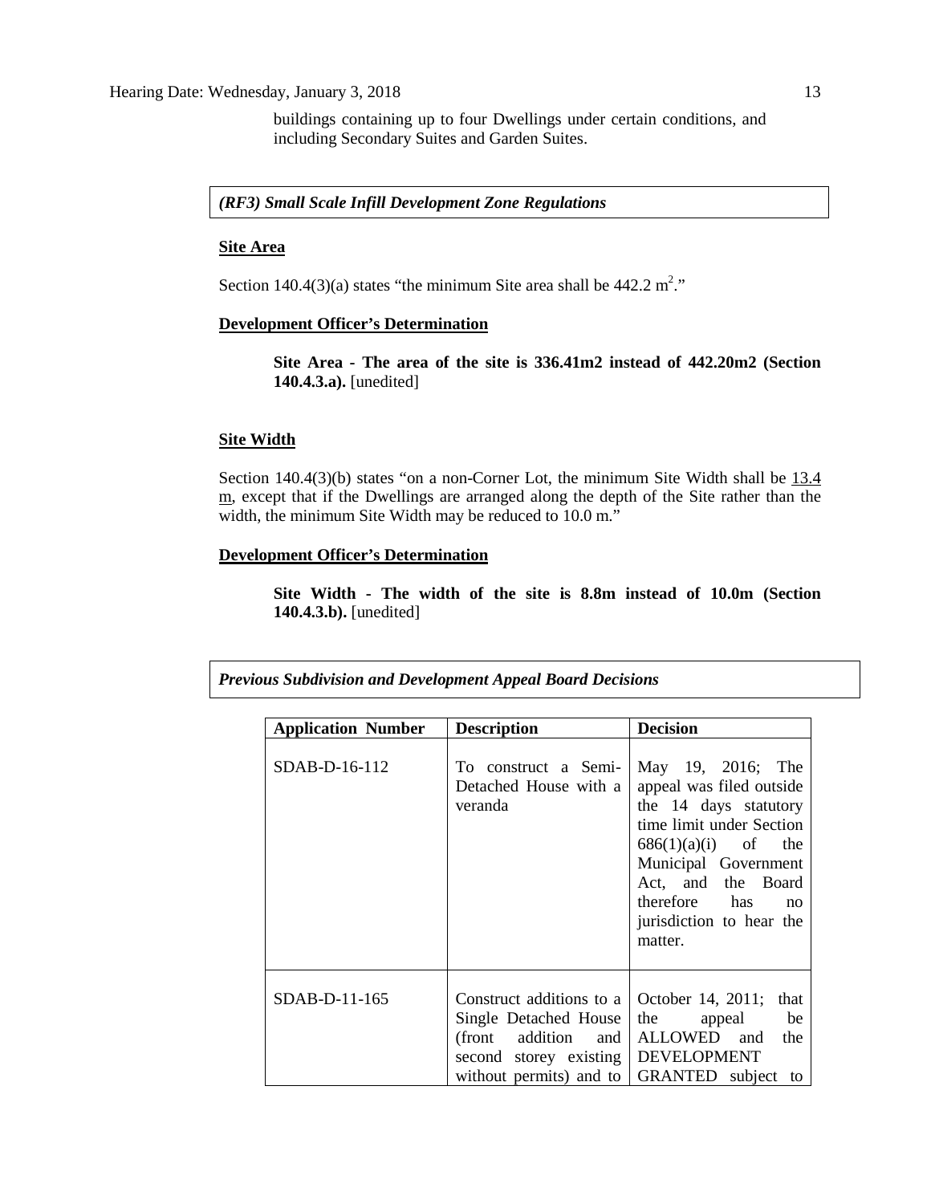buildings containing up to four Dwellings under certain conditions, and including Secondary Suites and Garden Suites.

***(RF3) Small Scale Infill Development Zone Regulations***

**Site Area**

Section 140.4(3)(a) states "the minimum Site area shall be 442.2 $m^2$."

**Development Officer's Determination**

> **Site Area - The area of the site is 336.41m2 instead of 442.20m2 (Section 140.4.3.a).** [unedited]

**Site Width**

Section 140.4(3)(b) states "on a non-Corner Lot, the minimum Site Width shall be 13.4 m, except that if the Dwellings are arranged along the depth of the Site rather than the width, the minimum Site Width may be reduced to 10.0 m."

**Development Officer's Determination**

> **Site Width - The width of the site is 8.8m instead of 10.0m (Section 140.4.3.b).** [unedited]

***Previous Subdivision and Development Appeal Board Decisions***

| Application Number | Description | Decision |
|---|---|---|
| SDAB-D-16-112 | To construct a Semi-Detached House with a veranda | May 19, 2016; The appeal was filed outside the 14 days statutory time limit under Section 686(1)(a)(i) of the Municipal Government Act, and the Board therefore has no jurisdiction to hear the matter. |
| SDAB-D-11-165 | Construct additions to a Single Detached House (front addition and second storey existing without permits) and to | October 14, 2011; that the appeal be ALLOWED and the DEVELOPMENT GRANTED subject to |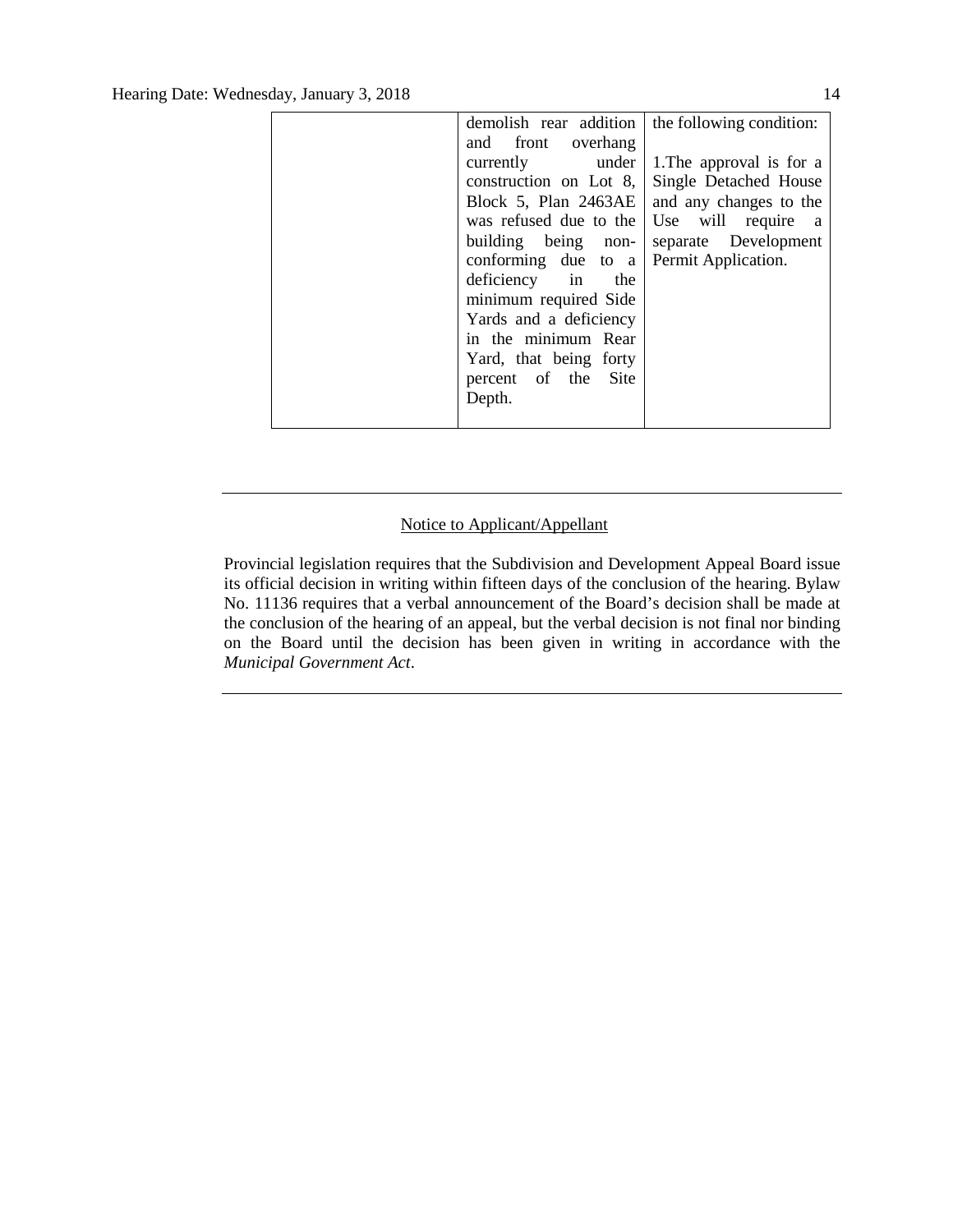| | | |
|---|---|---|
| | demolish rear addition and front overhang currently under construction on Lot 8, Block 5, Plan 2463AE was refused due to the building being non-conforming due to a deficiency in the minimum required Side Yards and a deficiency in the minimum Rear Yard, that being forty percent of the Site Depth. | the following condition:<br><br>1.The approval is for a Single Detached House and any changes to the Use will require a separate Development Permit Application. |

---

<u>Notice to Applicant/Appellant</u>

Provincial legislation requires that the Subdivision and Development Appeal Board issue its official decision in writing within fifteen days of the conclusion of the hearing. Bylaw No. 11136 requires that a verbal announcement of the Board's decision shall be made at the conclusion of the hearing of an appeal, but the verbal decision is not final nor binding on the Board until the decision has been given in writing in accordance with the *Municipal Government Act*.

---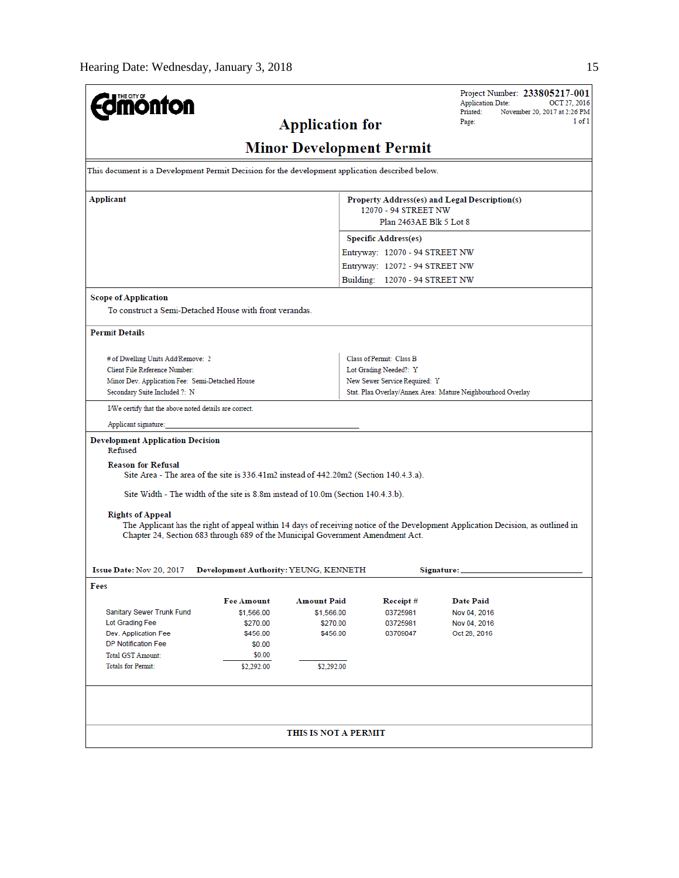THE CITY OF **Edmonton**

Project Number: **233805217-001**
Application Date: OCT 27, 2016
Printed: November 20, 2017 at 2:26 PM
Page: 1 of 1

# Application for Minor Development Permit

This document is a Development Permit Decision for the development application described below.

| Applicant | Property Address(es) and Legal Description(s) |
|---|---|
| | 12070 - 94 STREET NW<br>Plan 2463AE Blk 5 Lot 8 |
| | **Specific Address(es)**<br>Entryway: 12070 - 94 STREET NW<br>Entryway: 12072 - 94 STREET NW<br>Building: 12070 - 94 STREET NW |

**Scope of Application**

To construct a Semi-Detached House with front verandas.

**Permit Details**

| | |
|---|---|
| # of Dwelling Units Add/Remove: 2 | Class of Permit: Class B |
| Client File Reference Number: | Lot Grading Needed?: Y |
| Minor Dev. Application Fee: Semi-Detached House | New Sewer Service Required: Y |
| Secondary Suite Included ?: N | Stat. Plan Overlay/Annex Area: Mature Neighbourhood Overlay |

I/We certify that the above noted details are correct.

Applicant signature:_______________________________

**Development Application Decision**

Refused

**Reason for Refusal**

Site Area - The area of the site is 336.41m2 instead of 442.20m2 (Section 140.4.3.a).

Site Width - The width of the site is 8.8m instead of 10.0m (Section 140.4.3.b).

**Rights of Appeal**

The Applicant has the right of appeal within 14 days of receiving notice of the Development Application Decision, as outlined in Chapter 24, Section 683 through 689 of the Municipal Government Amendment Act.

**Issue Date:** Nov 20, 2017 **Development Authority:** YEUNG, KENNETH **Signature:**_______________________

**Fees**

| | Fee Amount | Amount Paid | Receipt # | Date Paid |
|---|---|---|---|---|
| Sanitary Sewer Trunk Fund | $1,566.00 | $1,566.00 | 03725981 | Nov 04, 2016 |
| Lot Grading Fee | $270.00 | $270.00 | 03725981 | Nov 04, 2016 |
| Dev. Application Fee | $456.00 | $456.00 | 03709047 | Oct 28, 2016 |
| DP Notification Fee | $0.00 | | | |
| Total GST Amount: | $0.00 | | | |
| Totals for Permit: | $2,292.00 | $2,292.00 | | |

**THIS IS NOT A PERMIT**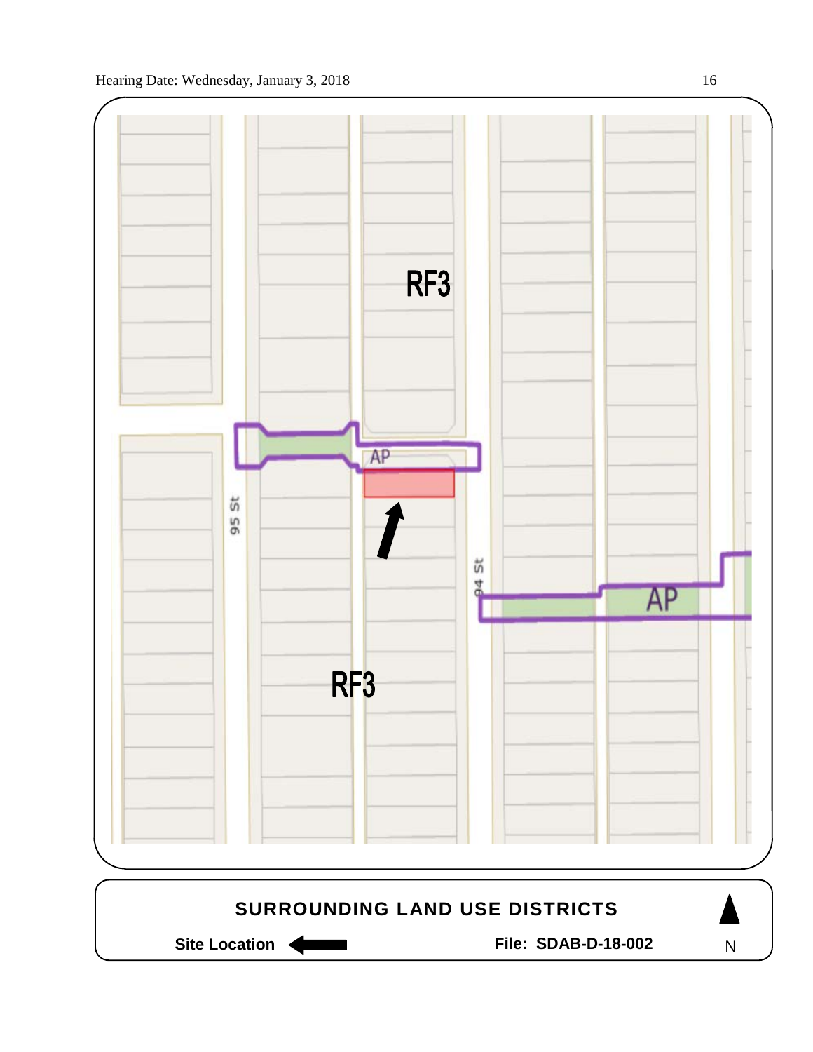RF3

AP

95 St

94 St

AP

RF3

**SURROUNDING LAND USE DISTRICTS**

**Site Location** ⟵

**File: SDAB-D-18-002**

N